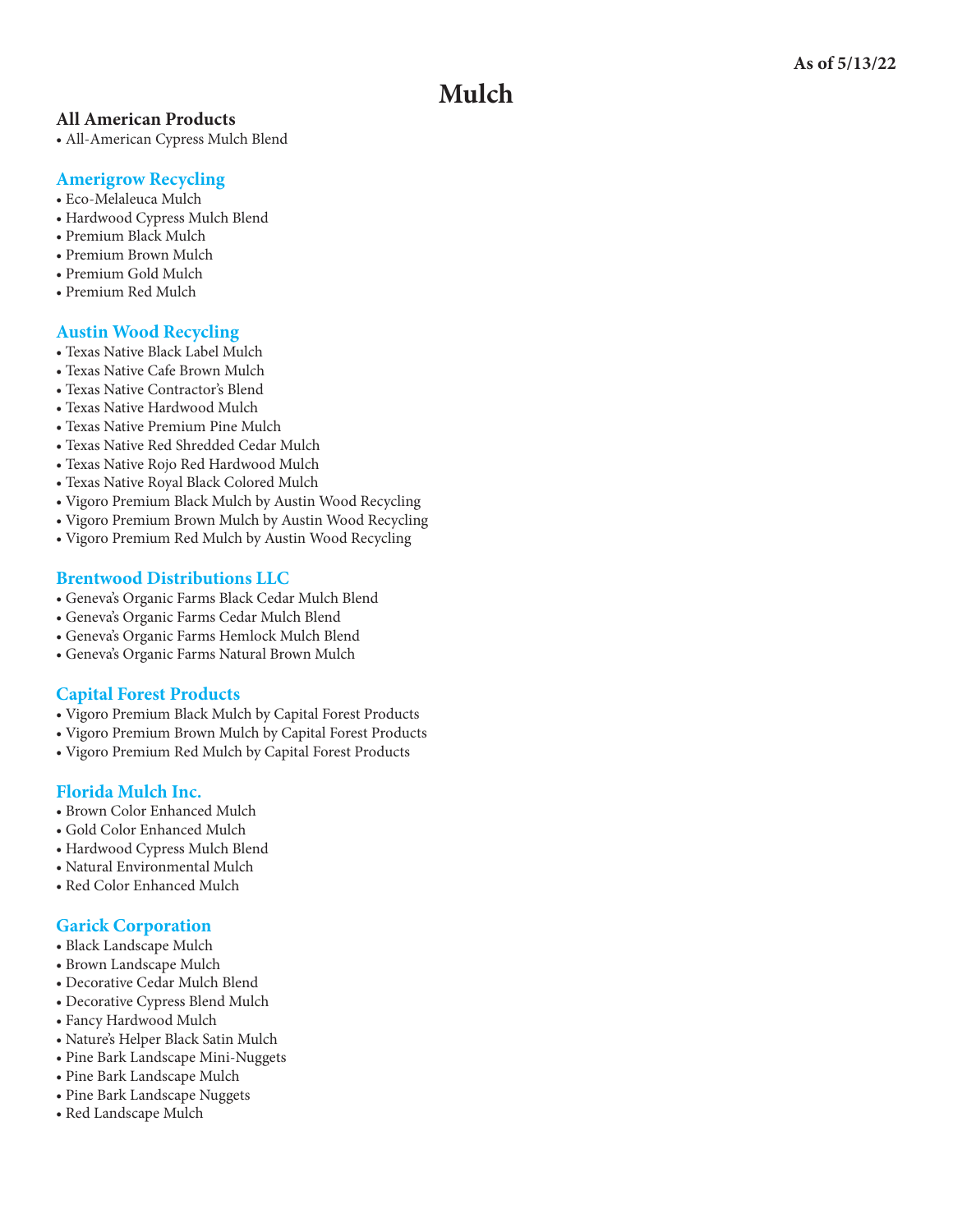As of 5/13/22

# Mulch

### All American Products

- All-American Cypress Mulch Blend

### Amerigrow Recycling

- Eco-Melaleuca Mulch
- Hardwood Cypress Mulch Blend
- Premium Black Mulch
- Premium Brown Mulch
- Premium Gold Mulch
- Premium Red Mulch

### Austin Wood Recycling

- Texas Native Black Label Mulch
- Texas Native Cafe Brown Mulch
- Texas Native Contractor's Blend
- Texas Native Hardwood Mulch
- Texas Native Premium Pine Mulch
- Texas Native Red Shredded Cedar Mulch
- Texas Native Rojo Red Hardwood Mulch
- Texas Native Royal Black Colored Mulch
- Vigoro Premium Black Mulch by Austin Wood Recycling
- Vigoro Premium Brown Mulch by Austin Wood Recycling
- Vigoro Premium Red Mulch by Austin Wood Recycling

### Brentwood Distributions LLC

- Geneva's Organic Farms Black Cedar Mulch Blend
- Geneva's Organic Farms Cedar Mulch Blend
- Geneva's Organic Farms Hemlock Mulch Blend
- Geneva's Organic Farms Natural Brown Mulch

### Capital Forest Products

- Vigoro Premium Black Mulch by Capital Forest Products
- Vigoro Premium Brown Mulch by Capital Forest Products
- Vigoro Premium Red Mulch by Capital Forest Products

### Florida Mulch Inc.

- Brown Color Enhanced Mulch
- Gold Color Enhanced Mulch
- Hardwood Cypress Mulch Blend
- Natural Environmental Mulch
- Red Color Enhanced Mulch

### Garick Corporation

- Black Landscape Mulch
- Brown Landscape Mulch
- Decorative Cedar Mulch Blend
- Decorative Cypress Blend Mulch
- Fancy Hardwood Mulch
- Nature's Helper Black Satin Mulch
- Pine Bark Landscape Mini-Nuggets
- Pine Bark Landscape Mulch
- Pine Bark Landscape Nuggets
- Red Landscape Mulch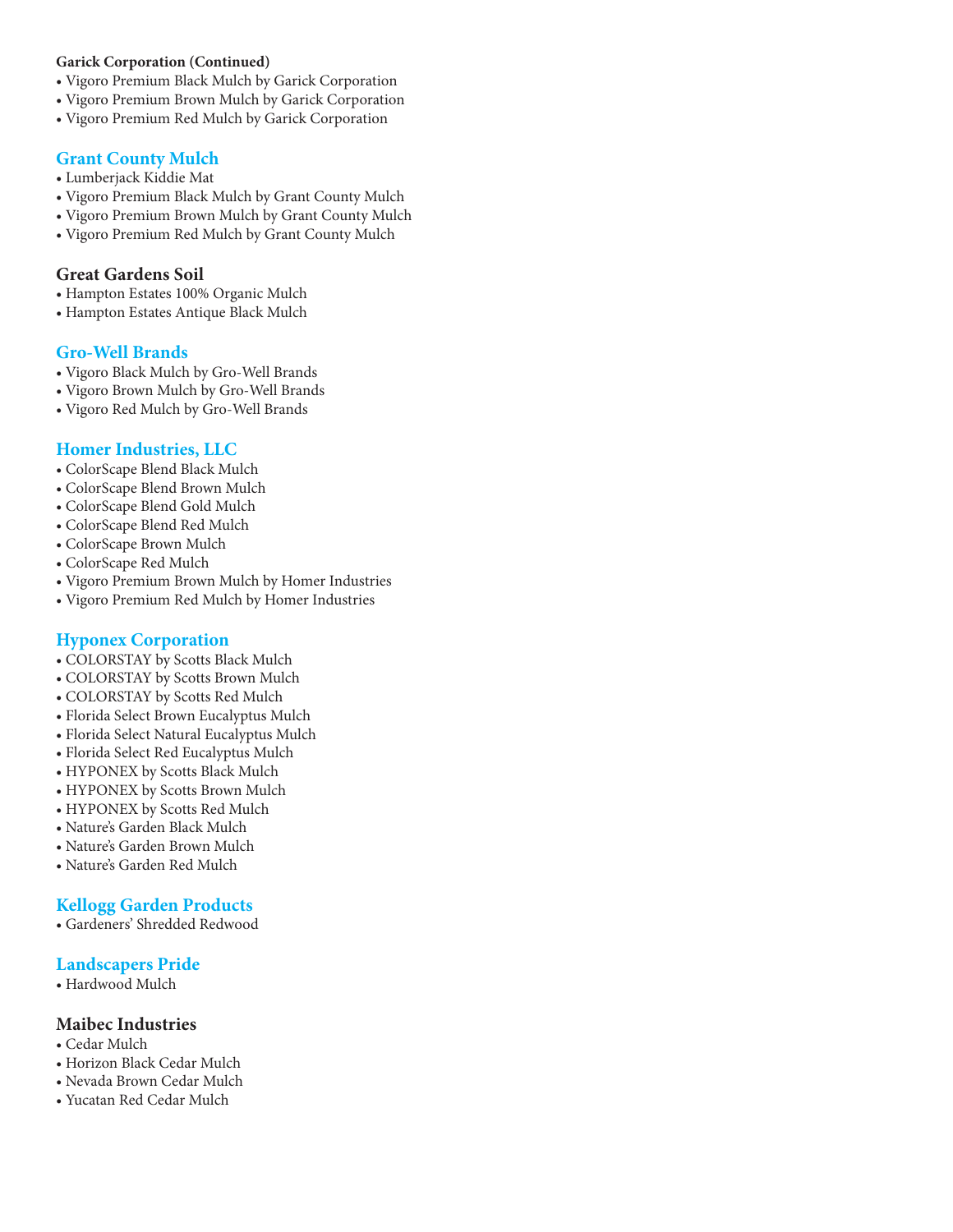**Garick Corporation (Continued)**

- Vigoro Premium Black Mulch by Garick Corporation
- Vigoro Premium Brown Mulch by Garick Corporation
- Vigoro Premium Red Mulch by Garick Corporation

### Grant County Mulch

- Lumberjack Kiddie Mat
- Vigoro Premium Black Mulch by Grant County Mulch
- Vigoro Premium Brown Mulch by Grant County Mulch
- Vigoro Premium Red Mulch by Grant County Mulch

### Great Gardens Soil

- Hampton Estates 100% Organic Mulch
- Hampton Estates Antique Black Mulch

### Gro-Well Brands

- Vigoro Black Mulch by Gro-Well Brands
- Vigoro Brown Mulch by Gro-Well Brands
- Vigoro Red Mulch by Gro-Well Brands

### Homer Industries, LLC

- ColorScape Blend Black Mulch
- ColorScape Blend Brown Mulch
- ColorScape Blend Gold Mulch
- ColorScape Blend Red Mulch
- ColorScape Brown Mulch
- ColorScape Red Mulch
- Vigoro Premium Brown Mulch by Homer Industries
- Vigoro Premium Red Mulch by Homer Industries

### Hyponex Corporation

- COLORSTAY by Scotts Black Mulch
- COLORSTAY by Scotts Brown Mulch
- COLORSTAY by Scotts Red Mulch
- Florida Select Brown Eucalyptus Mulch
- Florida Select Natural Eucalyptus Mulch
- Florida Select Red Eucalyptus Mulch
- HYPONEX by Scotts Black Mulch
- HYPONEX by Scotts Brown Mulch
- HYPONEX by Scotts Red Mulch
- Nature's Garden Black Mulch
- Nature's Garden Brown Mulch
- Nature's Garden Red Mulch

### Kellogg Garden Products

- Gardeners' Shredded Redwood

### Landscapers Pride

- Hardwood Mulch

### Maibec Industries

- Cedar Mulch
- Horizon Black Cedar Mulch
- Nevada Brown Cedar Mulch
- Yucatan Red Cedar Mulch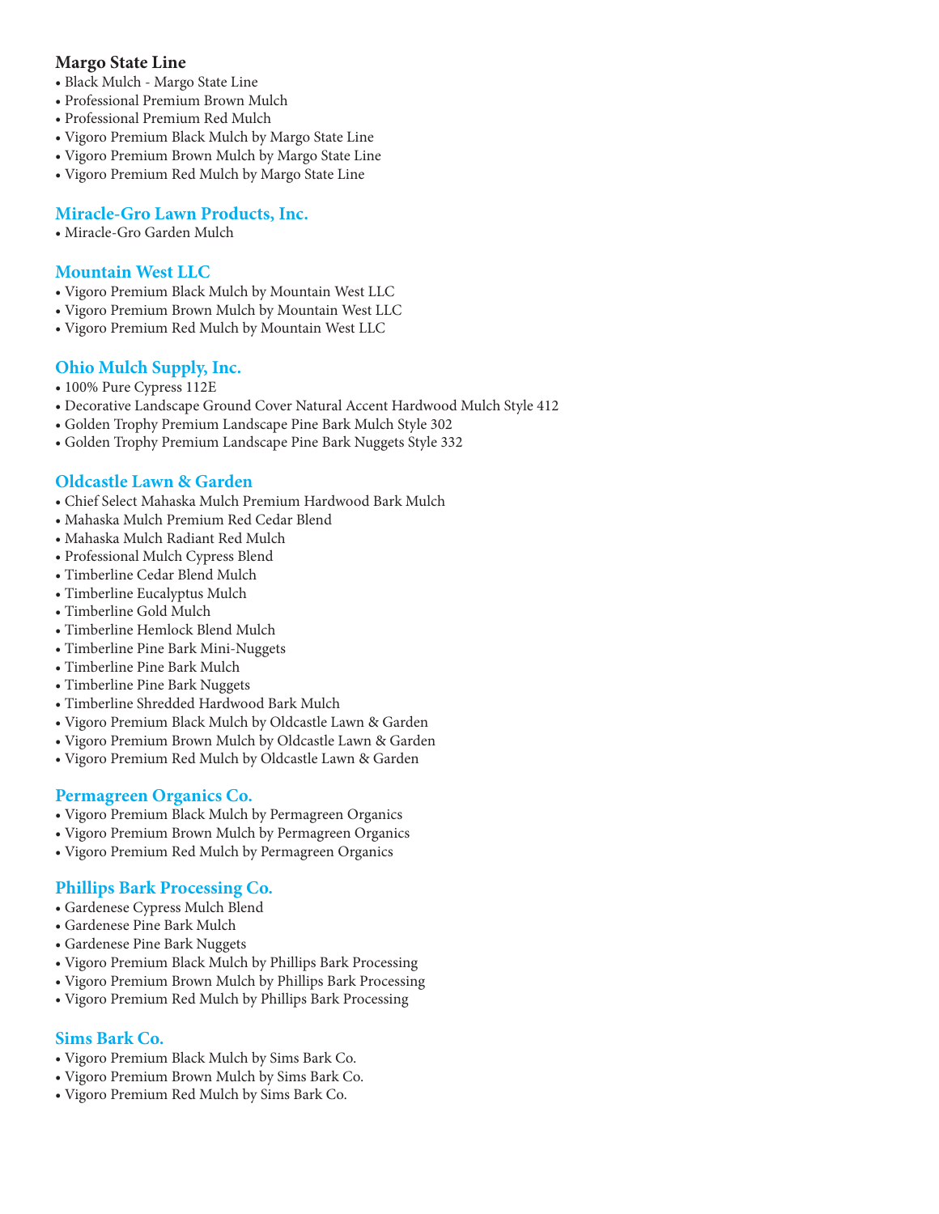### Margo State Line

- Black Mulch - Margo State Line
- Professional Premium Brown Mulch
- Professional Premium Red Mulch
- Vigoro Premium Black Mulch by Margo State Line
- Vigoro Premium Brown Mulch by Margo State Line
- Vigoro Premium Red Mulch by Margo State Line

### Miracle-Gro Lawn Products, Inc.

- Miracle-Gro Garden Mulch

### Mountain West LLC

- Vigoro Premium Black Mulch by Mountain West LLC
- Vigoro Premium Brown Mulch by Mountain West LLC
- Vigoro Premium Red Mulch by Mountain West LLC

### Ohio Mulch Supply, Inc.

- 100% Pure Cypress 112E
- Decorative Landscape Ground Cover Natural Accent Hardwood Mulch Style 412
- Golden Trophy Premium Landscape Pine Bark Mulch Style 302
- Golden Trophy Premium Landscape Pine Bark Nuggets Style 332

### Oldcastle Lawn & Garden

- Chief Select Mahaska Mulch Premium Hardwood Bark Mulch
- Mahaska Mulch Premium Red Cedar Blend
- Mahaska Mulch Radiant Red Mulch
- Professional Mulch Cypress Blend
- Timberline Cedar Blend Mulch
- Timberline Eucalyptus Mulch
- Timberline Gold Mulch
- Timberline Hemlock Blend Mulch
- Timberline Pine Bark Mini-Nuggets
- Timberline Pine Bark Mulch
- Timberline Pine Bark Nuggets
- Timberline Shredded Hardwood Bark Mulch
- Vigoro Premium Black Mulch by Oldcastle Lawn & Garden
- Vigoro Premium Brown Mulch by Oldcastle Lawn & Garden
- Vigoro Premium Red Mulch by Oldcastle Lawn & Garden

### Permagreen Organics Co.

- Vigoro Premium Black Mulch by Permagreen Organics
- Vigoro Premium Brown Mulch by Permagreen Organics
- Vigoro Premium Red Mulch by Permagreen Organics

### Phillips Bark Processing Co.

- Gardenese Cypress Mulch Blend
- Gardenese Pine Bark Mulch
- Gardenese Pine Bark Nuggets
- Vigoro Premium Black Mulch by Phillips Bark Processing
- Vigoro Premium Brown Mulch by Phillips Bark Processing
- Vigoro Premium Red Mulch by Phillips Bark Processing

### Sims Bark Co.

- Vigoro Premium Black Mulch by Sims Bark Co.
- Vigoro Premium Brown Mulch by Sims Bark Co.
- Vigoro Premium Red Mulch by Sims Bark Co.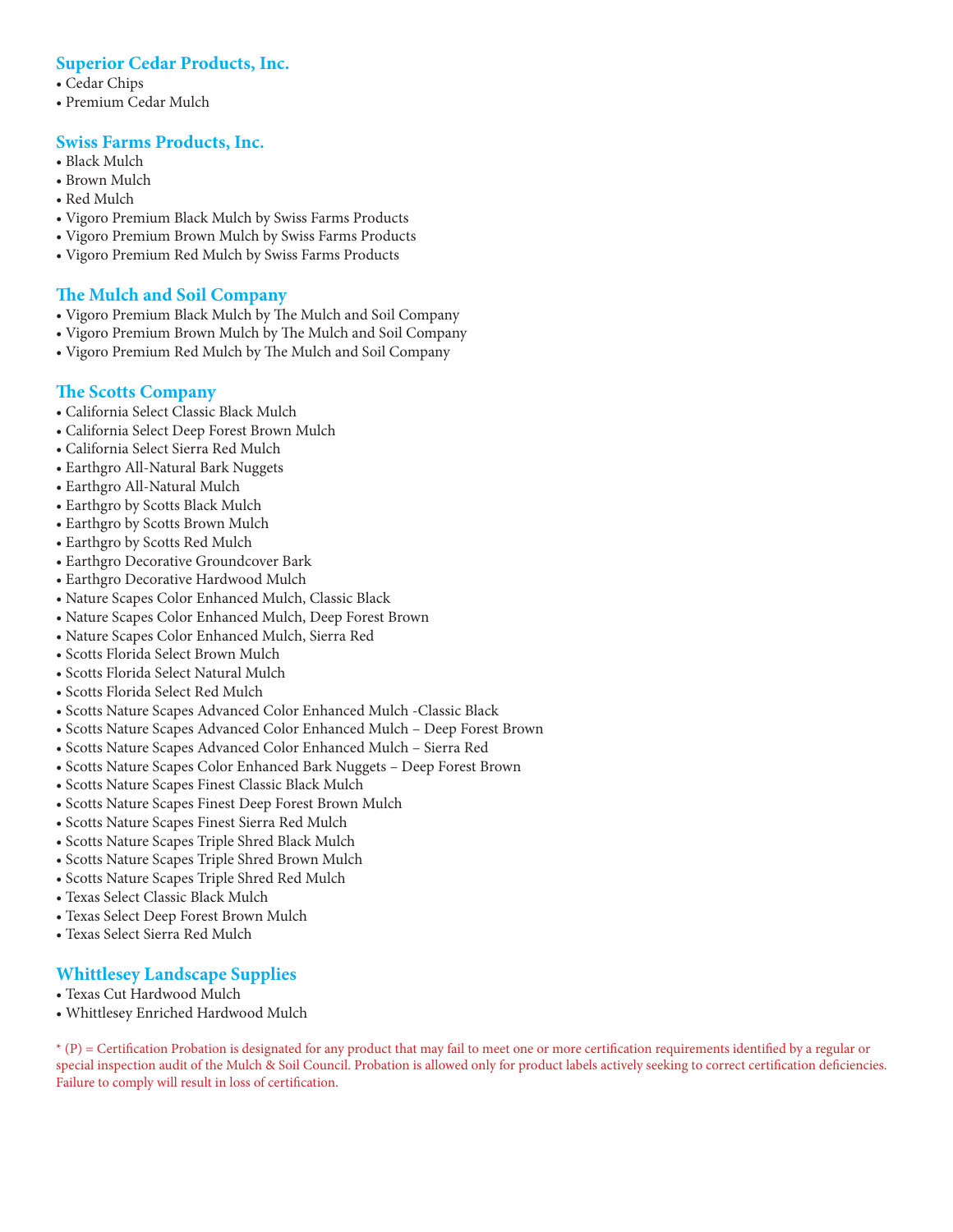## Superior Cedar Products, Inc.

- Cedar Chips
- Premium Cedar Mulch

## Swiss Farms Products, Inc.

- Black Mulch
- Brown Mulch
- Red Mulch
- Vigoro Premium Black Mulch by Swiss Farms Products
- Vigoro Premium Brown Mulch by Swiss Farms Products
- Vigoro Premium Red Mulch by Swiss Farms Products

## The Mulch and Soil Company

- Vigoro Premium Black Mulch by The Mulch and Soil Company
- Vigoro Premium Brown Mulch by The Mulch and Soil Company
- Vigoro Premium Red Mulch by The Mulch and Soil Company

## The Scotts Company

- California Select Classic Black Mulch
- California Select Deep Forest Brown Mulch
- California Select Sierra Red Mulch
- Earthgro All-Natural Bark Nuggets
- Earthgro All-Natural Mulch
- Earthgro by Scotts Black Mulch
- Earthgro by Scotts Brown Mulch
- Earthgro by Scotts Red Mulch
- Earthgro Decorative Groundcover Bark
- Earthgro Decorative Hardwood Mulch
- Nature Scapes Color Enhanced Mulch, Classic Black
- Nature Scapes Color Enhanced Mulch, Deep Forest Brown
- Nature Scapes Color Enhanced Mulch, Sierra Red
- Scotts Florida Select Brown Mulch
- Scotts Florida Select Natural Mulch
- Scotts Florida Select Red Mulch
- Scotts Nature Scapes Advanced Color Enhanced Mulch -Classic Black
- Scotts Nature Scapes Advanced Color Enhanced Mulch – Deep Forest Brown
- Scotts Nature Scapes Advanced Color Enhanced Mulch – Sierra Red
- Scotts Nature Scapes Color Enhanced Bark Nuggets – Deep Forest Brown
- Scotts Nature Scapes Finest Classic Black Mulch
- Scotts Nature Scapes Finest Deep Forest Brown Mulch
- Scotts Nature Scapes Finest Sierra Red Mulch
- Scotts Nature Scapes Triple Shred Black Mulch
- Scotts Nature Scapes Triple Shred Brown Mulch
- Scotts Nature Scapes Triple Shred Red Mulch
- Texas Select Classic Black Mulch
- Texas Select Deep Forest Brown Mulch
- Texas Select Sierra Red Mulch

## Whittlesey Landscape Supplies

- Texas Cut Hardwood Mulch
- Whittlesey Enriched Hardwood Mulch

* (P) = Certification Probation is designated for any product that may fail to meet one or more certification requirements identified by a regular or special inspection audit of the Mulch & Soil Council. Probation is allowed only for product labels actively seeking to correct certification deficiencies. Failure to comply will result in loss of certification.